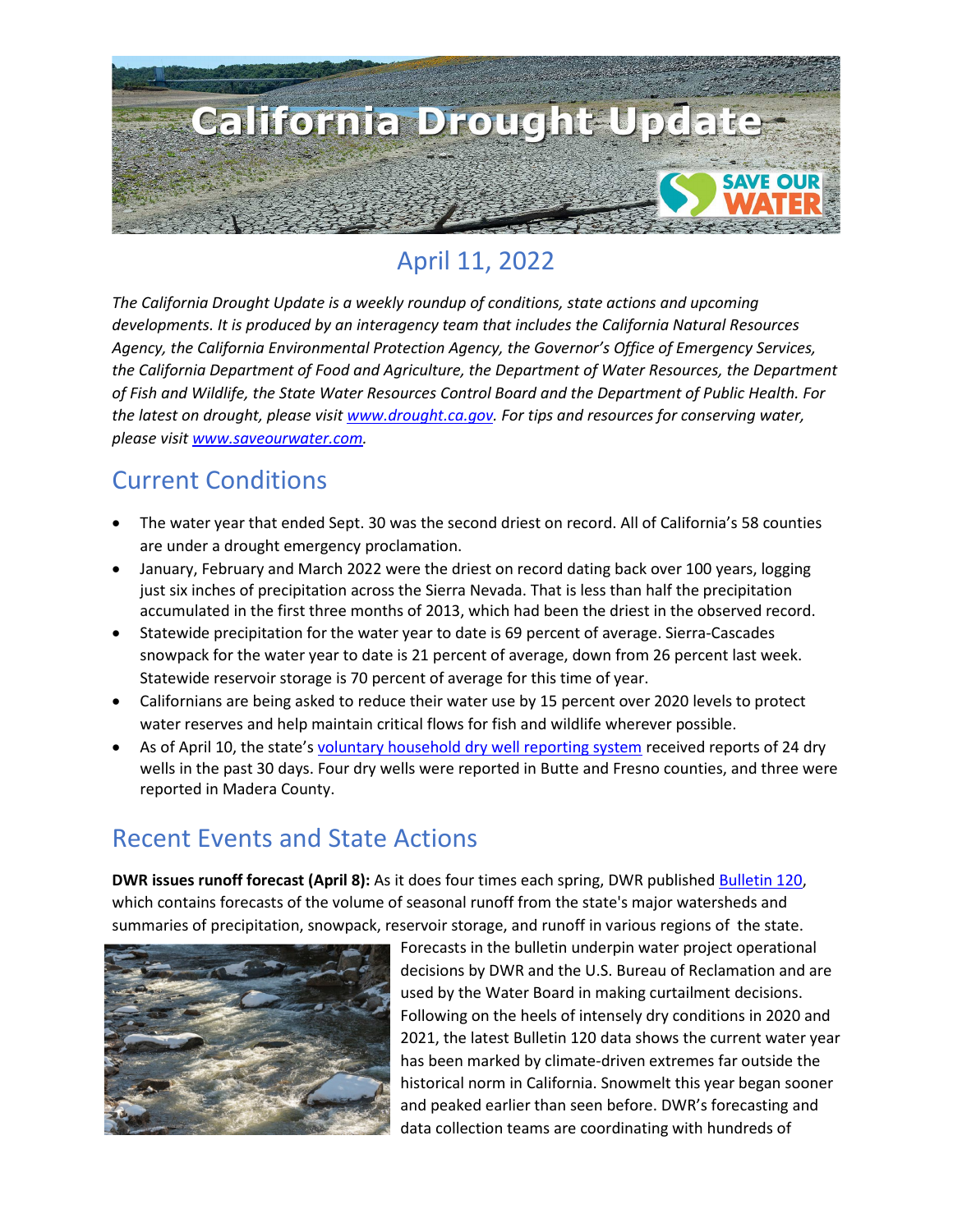# California Drought Update

## April 11, 2022

*The California Drought Update is a weekly roundup of conditions, state actions and upcoming developments. It is produced by an interagency team that includes the California Natural Resources Agency, the California Environmental Protection Agency, the Governor's Office of Emergency Services, the California Department of Food and Agriculture, the Department of Water Resources, the Department of Fish and Wildlife, the State Water Resources Control Board and the Department of Public Health. For the latest on drought, please visit [www.drought.ca.gov](http://www.drought.ca.gov). For tips and resources for conserving water, please visit [www.saveourwater.com](http://www.saveourwater.com).*

## Current Conditions

- The water year that ended Sept. 30 was the second driest on record. All of California's 58 counties are under a drought emergency proclamation.
- January, February and March 2022 were the driest on record dating back over 100 years, logging just six inches of precipitation across the Sierra Nevada. That is less than half the precipitation accumulated in the first three months of 2013, which had been the driest in the observed record.
- Statewide precipitation for the water year to date is 69 percent of average. Sierra-Cascades snowpack for the water year to date is 21 percent of average, down from 26 percent last week. Statewide reservoir storage is 70 percent of average for this time of year.
- Californians are being asked to reduce their water use by 15 percent over 2020 levels to protect water reserves and help maintain critical flows for fish and wildlife wherever possible.
- As of April 10, the state's voluntary household dry well reporting system received reports of 24 dry wells in the past 30 days. Four dry wells were reported in Butte and Fresno counties, and three were reported in Madera County.

## Recent Events and State Actions

**DWR issues runoff forecast (April 8):** As it does four times each spring, DWR published Bulletin 120, which contains forecasts of the volume of seasonal runoff from the state's major watersheds and summaries of precipitation, snowpack, reservoir storage, and runoff in various regions of the state. Forecasts in the bulletin underpin water project operational decisions by DWR and the U.S. Bureau of Reclamation and are used by the Water Board in making curtailment decisions. Following on the heels of intensely dry conditions in 2020 and 2021, the latest Bulletin 120 data shows the current water year has been marked by climate-driven extremes far outside the historical norm in California. Snowmelt this year began sooner and peaked earlier than seen before. DWR's forecasting and data collection teams are coordinating with hundreds of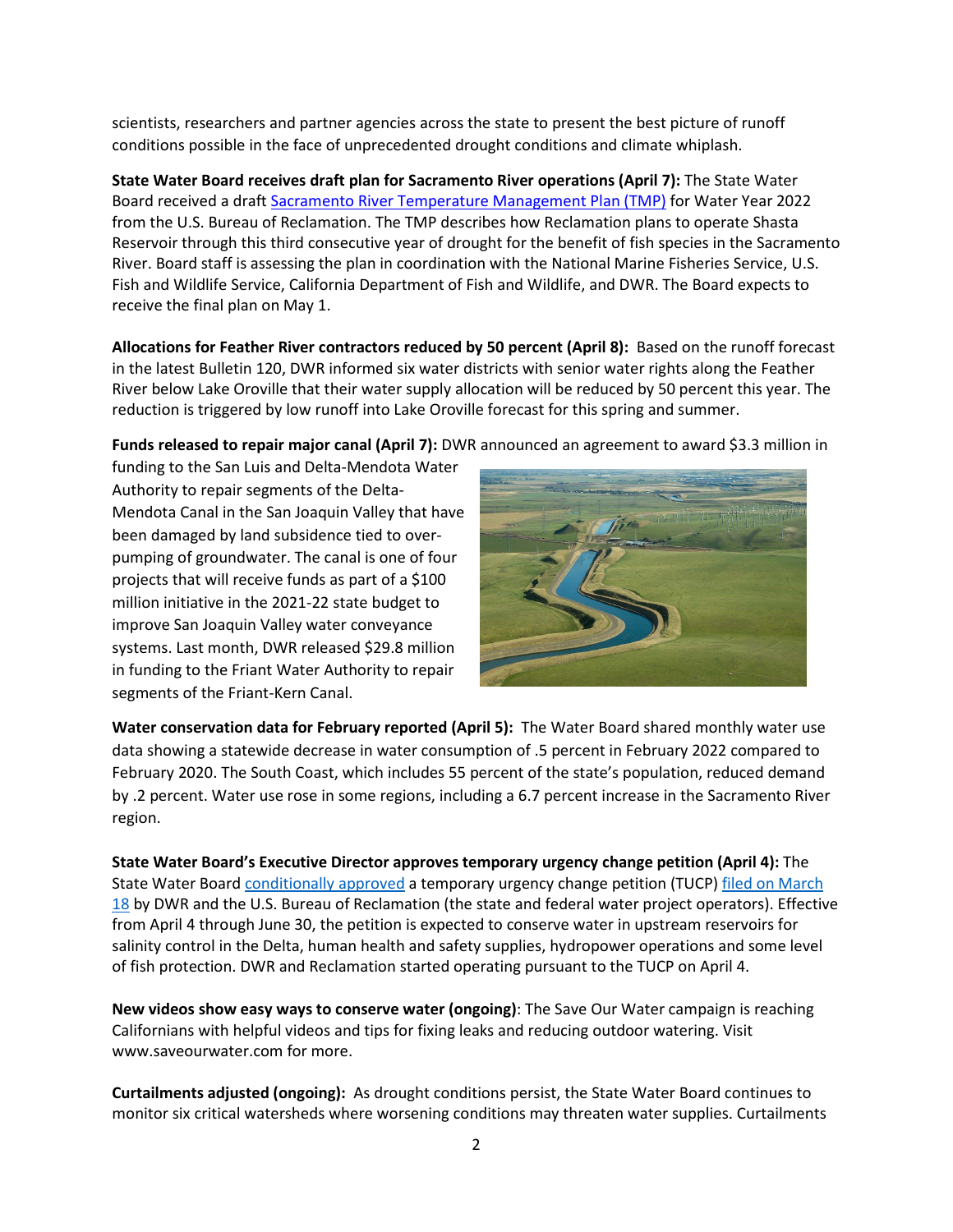scientists, researchers and partner agencies across the state to present the best picture of runoff conditions possible in the face of unprecedented drought conditions and climate whiplash.

**State Water Board receives draft plan for Sacramento River operations (April 7):** The State Water Board received a draft [Sacramento River Temperature Management Plan (TMP)]() for Water Year 2022 from the U.S. Bureau of Reclamation. The TMP describes how Reclamation plans to operate Shasta Reservoir through this third consecutive year of drought for the benefit of fish species in the Sacramento River. Board staff is assessing the plan in coordination with the National Marine Fisheries Service, U.S. Fish and Wildlife Service, California Department of Fish and Wildlife, and DWR. The Board expects to receive the final plan on May 1.

**Allocations for Feather River contractors reduced by 50 percent (April 8):** Based on the runoff forecast in the latest Bulletin 120, DWR informed six water districts with senior water rights along the Feather River below Lake Oroville that their water supply allocation will be reduced by 50 percent this year. The reduction is triggered by low runoff into Lake Oroville forecast for this spring and summer.

**Funds released to repair major canal (April 7):** DWR announced an agreement to award $3.3 million in funding to the San Luis and Delta-Mendota Water Authority to repair segments of the Delta-Mendota Canal in the San Joaquin Valley that have been damaged by land subsidence tied to over-pumping of groundwater. The canal is one of four projects that will receive funds as part of a $100 million initiative in the 2021-22 state budget to improve San Joaquin Valley water conveyance systems. Last month, DWR released $29.8 million in funding to the Friant Water Authority to repair segments of the Friant-Kern Canal.

**Water conservation data for February reported (April 5):** The Water Board shared monthly water use data showing a statewide decrease in water consumption of .5 percent in February 2022 compared to February 2020. The South Coast, which includes 55 percent of the state's population, reduced demand by .2 percent. Water use rose in some regions, including a 6.7 percent increase in the Sacramento River region.

**State Water Board's Executive Director approves temporary urgency change petition (April 4):** The State Water Board [conditionally approved]() a temporary urgency change petition (TUCP) [filed on March 18]() by DWR and the U.S. Bureau of Reclamation (the state and federal water project operators). Effective from April 4 through June 30, the petition is expected to conserve water in upstream reservoirs for salinity control in the Delta, human health and safety supplies, hydropower operations and some level of fish protection. DWR and Reclamation started operating pursuant to the TUCP on April 4.

**New videos show easy ways to conserve water (ongoing)**: The Save Our Water campaign is reaching Californians with helpful videos and tips for fixing leaks and reducing outdoor watering. Visit www.saveourwater.com for more.

**Curtailments adjusted (ongoing):** As drought conditions persist, the State Water Board continues to monitor six critical watersheds where worsening conditions may threaten water supplies. Curtailments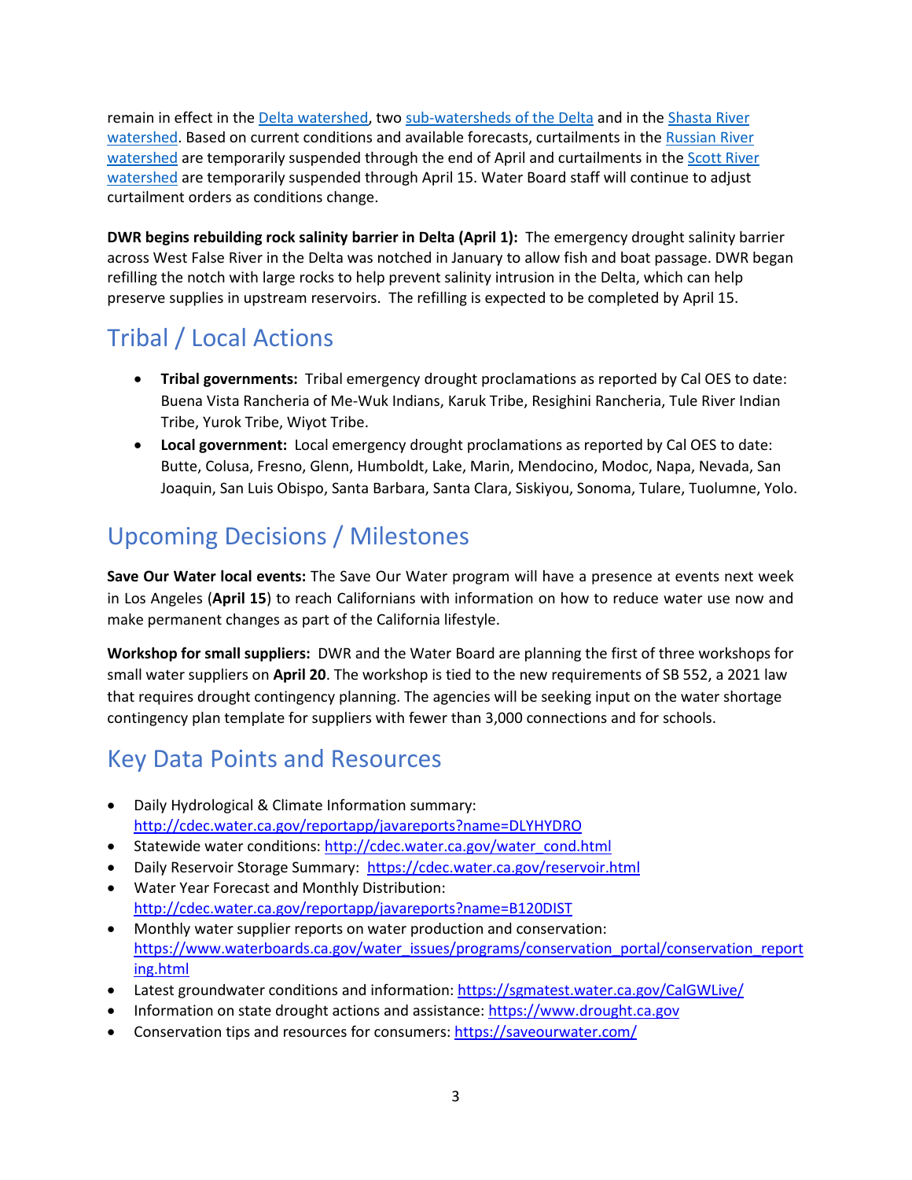remain in effect in the [Delta watershed](), two [sub-watersheds of the Delta]() and in the [Shasta River watershed](). Based on current conditions and available forecasts, curtailments in the [Russian River watershed]() are temporarily suspended through the end of April and curtailments in the [Scott River watershed]() are temporarily suspended through April 15. Water Board staff will continue to adjust curtailment orders as conditions change.

**DWR begins rebuilding rock salinity barrier in Delta (April 1):** The emergency drought salinity barrier across West False River in the Delta was notched in January to allow fish and boat passage. DWR began refilling the notch with large rocks to help prevent salinity intrusion in the Delta, which can help preserve supplies in upstream reservoirs. The refilling is expected to be completed by April 15.

## Tribal / Local Actions

- **Tribal governments:** Tribal emergency drought proclamations as reported by Cal OES to date: Buena Vista Rancheria of Me-Wuk Indians, Karuk Tribe, Resighini Rancheria, Tule River Indian Tribe, Yurok Tribe, Wiyot Tribe.
- **Local government:** Local emergency drought proclamations as reported by Cal OES to date: Butte, Colusa, Fresno, Glenn, Humboldt, Lake, Marin, Mendocino, Modoc, Napa, Nevada, San Joaquin, San Luis Obispo, Santa Barbara, Santa Clara, Siskiyou, Sonoma, Tulare, Tuolumne, Yolo.

## Upcoming Decisions / Milestones

**Save Our Water local events:** The Save Our Water program will have a presence at events next week in Los Angeles (**April 15**) to reach Californians with information on how to reduce water use now and make permanent changes as part of the California lifestyle.

**Workshop for small suppliers:** DWR and the Water Board are planning the first of three workshops for small water suppliers on **April 20**. The workshop is tied to the new requirements of SB 552, a 2021 law that requires drought contingency planning. The agencies will be seeking input on the water shortage contingency plan template for suppliers with fewer than 3,000 connections and for schools.

## Key Data Points and Resources

- Daily Hydrological & Climate Information summary: http://cdec.water.ca.gov/reportapp/javareports?name=DLYHYDRO
- Statewide water conditions: http://cdec.water.ca.gov/water_cond.html
- Daily Reservoir Storage Summary: https://cdec.water.ca.gov/reservoir.html
- Water Year Forecast and Monthly Distribution: http://cdec.water.ca.gov/reportapp/javareports?name=B120DIST
- Monthly water supplier reports on water production and conservation: https://www.waterboards.ca.gov/water_issues/programs/conservation_portal/conservation_reporting.html
- Latest groundwater conditions and information: https://sgmatest.water.ca.gov/CalGWLive/
- Information on state drought actions and assistance: https://www.drought.ca.gov
- Conservation tips and resources for consumers: https://saveourwater.com/